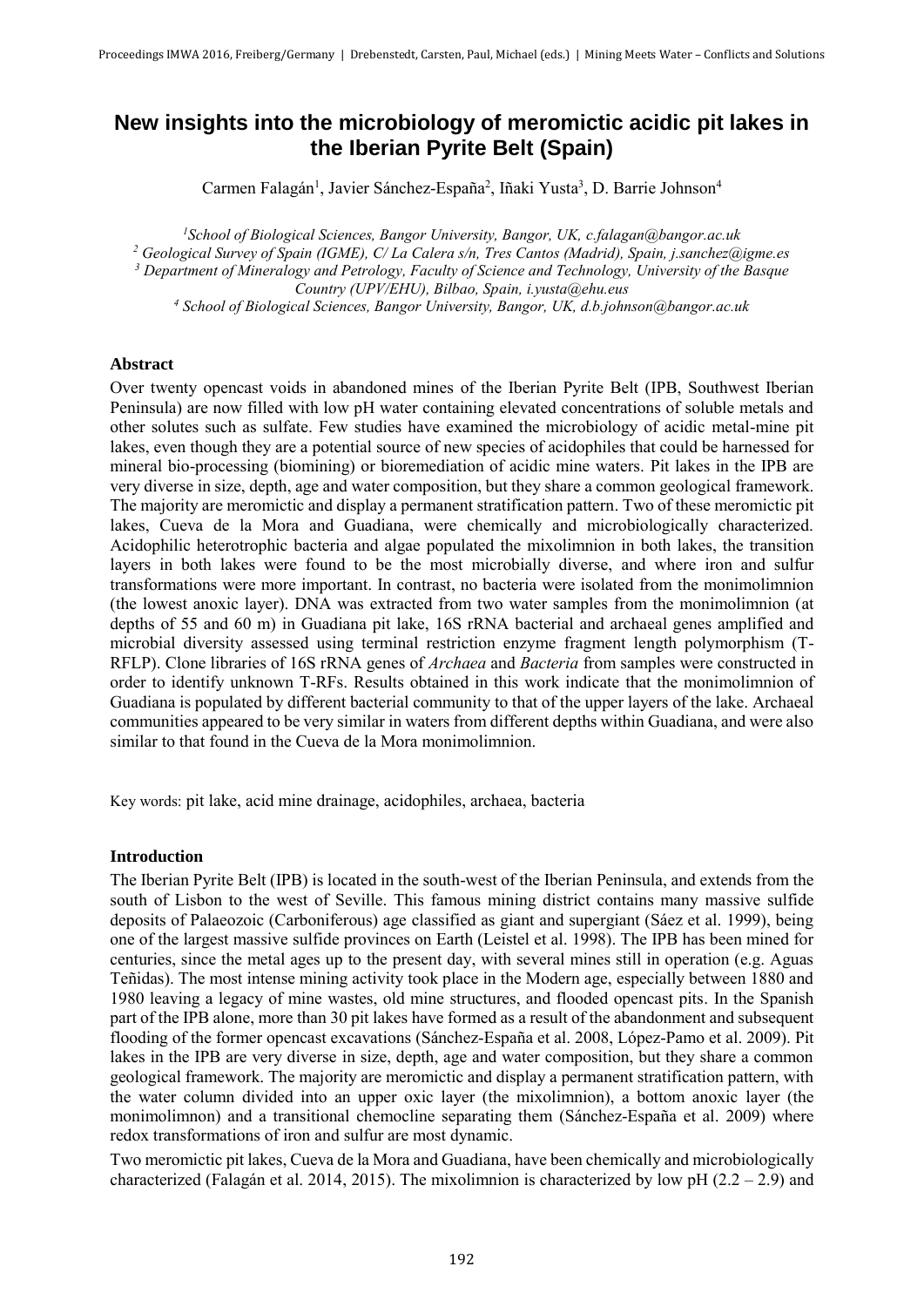# New insights into the microbiology of meromictic acidic pit lakes in the Iberian Pyrite Belt (Spain)

Carmen Falagán[1], Javier Sánchez-España[2], Iñaki Yusta[3], D. Barrie Johnson[4]

[1]*School of Biological Sciences, Bangor University, Bangor, UK, c.falagan@bangor.ac.uk*
[2] *Geological Survey of Spain (IGME), C/ La Calera s/n, Tres Cantos (Madrid), Spain, j.sanchez@igme.es*
[3] *Department of Mineralogy and Petrology, Faculty of Science and Technology, University of the Basque Country (UPV/EHU), Bilbao, Spain, i.yusta@ehu.eus*
[4] *School of Biological Sciences, Bangor University, Bangor, UK, d.b.johnson@bangor.ac.uk*

### Abstract

Over twenty opencast voids in abandoned mines of the Iberian Pyrite Belt (IPB, Southwest Iberian Peninsula) are now filled with low pH water containing elevated concentrations of soluble metals and other solutes such as sulfate. Few studies have examined the microbiology of acidic metal-mine pit lakes, even though they are a potential source of new species of acidophiles that could be harnessed for mineral bio-processing (biomining) or bioremediation of acidic mine waters. Pit lakes in the IPB are very diverse in size, depth, age and water composition, but they share a common geological framework. The majority are meromictic and display a permanent stratification pattern. Two of these meromictic pit lakes, Cueva de la Mora and Guadiana, were chemically and microbiologically characterized. Acidophilic heterotrophic bacteria and algae populated the mixolimnion in both lakes, the transition layers in both lakes were found to be the most microbially diverse, and where iron and sulfur transformations were more important. In contrast, no bacteria were isolated from the monimolimnion (the lowest anoxic layer). DNA was extracted from two water samples from the monimolimnion (at depths of 55 and 60 m) in Guadiana pit lake, 16S rRNA bacterial and archaeal genes amplified and microbial diversity assessed using terminal restriction enzyme fragment length polymorphism (T-RFLP). Clone libraries of 16S rRNA genes of *Archaea* and *Bacteria* from samples were constructed in order to identify unknown T-RFs. Results obtained in this work indicate that the monimolimnion of Guadiana is populated by different bacterial community to that of the upper layers of the lake. Archaeal communities appeared to be very similar in waters from different depths within Guadiana, and were also similar to that found in the Cueva de la Mora monimolimnion.

Key words: pit lake, acid mine drainage, acidophiles, archaea, bacteria

### Introduction

The Iberian Pyrite Belt (IPB) is located in the south-west of the Iberian Peninsula, and extends from the south of Lisbon to the west of Seville. This famous mining district contains many massive sulfide deposits of Palaeozoic (Carboniferous) age classified as giant and supergiant (Sáez et al. 1999), being one of the largest massive sulfide provinces on Earth (Leistel et al. 1998). The IPB has been mined for centuries, since the metal ages up to the present day, with several mines still in operation (e.g. Aguas Teñidas). The most intense mining activity took place in the Modern age, especially between 1880 and 1980 leaving a legacy of mine wastes, old mine structures, and flooded opencast pits. In the Spanish part of the IPB alone, more than 30 pit lakes have formed as a result of the abandonment and subsequent flooding of the former opencast excavations (Sánchez-España et al. 2008, López-Pamo et al. 2009). Pit lakes in the IPB are very diverse in size, depth, age and water composition, but they share a common geological framework. The majority are meromictic and display a permanent stratification pattern, with the water column divided into an upper oxic layer (the mixolimnion), a bottom anoxic layer (the monimolimnon) and a transitional chemocline separating them (Sánchez-España et al. 2009) where redox transformations of iron and sulfur are most dynamic.

Two meromictic pit lakes, Cueva de la Mora and Guadiana, have been chemically and microbiologically characterized (Falagán et al. 2014, 2015). The mixolimnion is characterized by low pH (2.2 – 2.9) and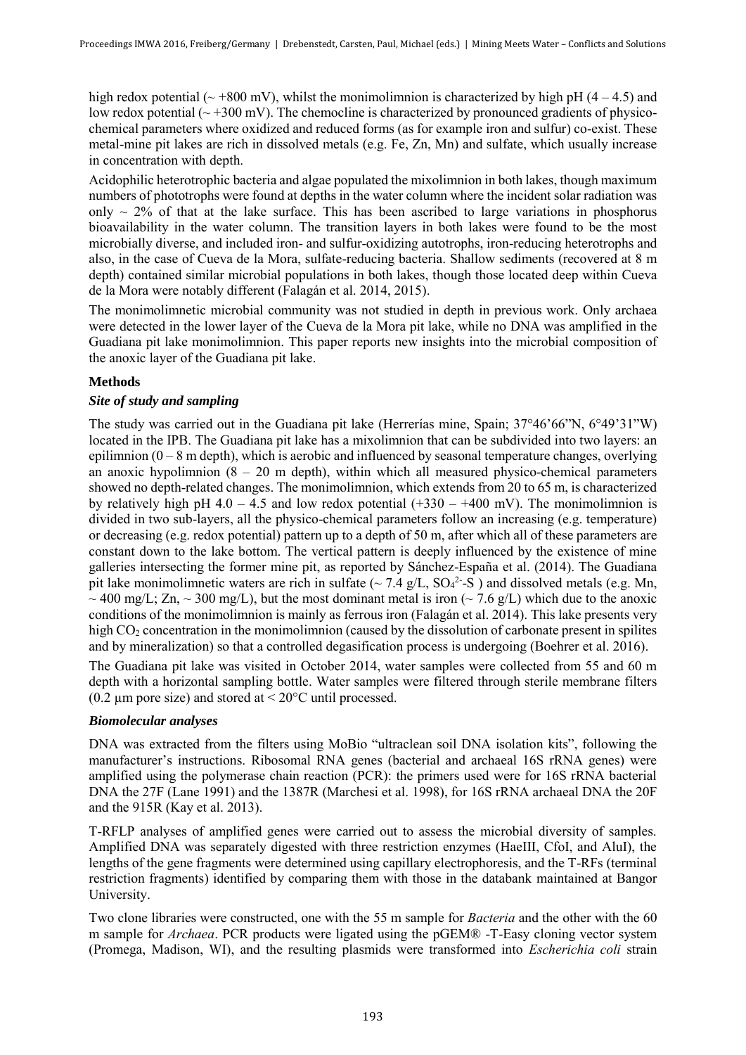high redox potential (~ +800 mV), whilst the monimolimnion is characterized by high pH (4 – 4.5) and low redox potential (~ +300 mV). The chemocline is characterized by pronounced gradients of physico-chemical parameters where oxidized and reduced forms (as for example iron and sulfur) co-exist. These metal-mine pit lakes are rich in dissolved metals (e.g. Fe, Zn, Mn) and sulfate, which usually increase in concentration with depth.

Acidophilic heterotrophic bacteria and algae populated the mixolimnion in both lakes, though maximum numbers of phototrophs were found at depths in the water column where the incident solar radiation was only ~ 2% of that at the lake surface. This has been ascribed to large variations in phosphorus bioavailability in the water column. The transition layers in both lakes were found to be the most microbially diverse, and included iron- and sulfur-oxidizing autotrophs, iron-reducing heterotrophs and also, in the case of Cueva de la Mora, sulfate-reducing bacteria. Shallow sediments (recovered at 8 m depth) contained similar microbial populations in both lakes, though those located deep within Cueva de la Mora were notably different (Falagán et al. 2014, 2015).

The monimolimnetic microbial community was not studied in depth in previous work. Only archaea were detected in the lower layer of the Cueva de la Mora pit lake, while no DNA was amplified in the Guadiana pit lake monimolimnion. This paper reports new insights into the microbial composition of the anoxic layer of the Guadiana pit lake.

## Methods

### *Site of study and sampling*

The study was carried out in the Guadiana pit lake (Herrerías mine, Spain; 37°46'66"N, 6°49'31"W) located in the IPB. The Guadiana pit lake has a mixolimnion that can be subdivided into two layers: an epilimnion (0 – 8 m depth), which is aerobic and influenced by seasonal temperature changes, overlying an anoxic hypolimnion (8 – 20 m depth), within which all measured physico-chemical parameters showed no depth-related changes. The monimolimnion, which extends from 20 to 65 m, is characterized by relatively high pH 4.0 – 4.5 and low redox potential (+330 – +400 mV). The monimolimnion is divided in two sub-layers, all the physico-chemical parameters follow an increasing (e.g. temperature) or decreasing (e.g. redox potential) pattern up to a depth of 50 m, after which all of these parameters are constant down to the lake bottom. The vertical pattern is deeply influenced by the existence of mine galleries intersecting the former mine pit, as reported by Sánchez-España et al. (2014). The Guadiana pit lake monimolimnetic waters are rich in sulfate (~ 7.4 g/L, $SO_4^{2-}$-S ) and dissolved metals (e.g. Mn, ~ 400 mg/L; Zn, ~ 300 mg/L), but the most dominant metal is iron (~ 7.6 g/L) which due to the anoxic conditions of the monimolimnion is mainly as ferrous iron (Falagán et al. 2014). This lake presents very high $CO_2$ concentration in the monimolimnion (caused by the dissolution of carbonate present in spilites and by mineralization) so that a controlled degasification process is undergoing (Boehrer et al. 2016).

The Guadiana pit lake was visited in October 2014, water samples were collected from 55 and 60 m depth with a horizontal sampling bottle. Water samples were filtered through sterile membrane filters (0.2 µm pore size) and stored at < 20°C until processed.

### *Biomolecular analyses*

DNA was extracted from the filters using MoBio "ultraclean soil DNA isolation kits", following the manufacturer's instructions. Ribosomal RNA genes (bacterial and archaeal 16S rRNA genes) were amplified using the polymerase chain reaction (PCR): the primers used were for 16S rRNA bacterial DNA the 27F (Lane 1991) and the 1387R (Marchesi et al. 1998), for 16S rRNA archaeal DNA the 20F and the 915R (Kay et al. 2013).

T-RFLP analyses of amplified genes were carried out to assess the microbial diversity of samples. Amplified DNA was separately digested with three restriction enzymes (HaeIII, CfoI, and AluI), the lengths of the gene fragments were determined using capillary electrophoresis, and the T-RFs (terminal restriction fragments) identified by comparing them with those in the databank maintained at Bangor University.

Two clone libraries were constructed, one with the 55 m sample for *Bacteria* and the other with the 60 m sample for *Archaea*. PCR products were ligated using the pGEM® -T-Easy cloning vector system (Promega, Madison, WI), and the resulting plasmids were transformed into *Escherichia coli* strain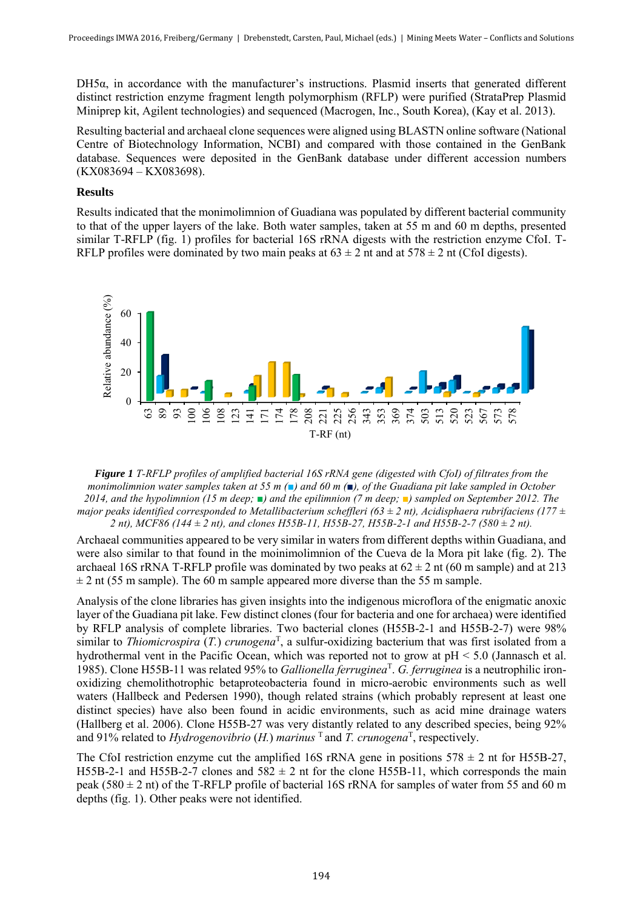DH5α, in accordance with the manufacturer's instructions. Plasmid inserts that generated different distinct restriction enzyme fragment length polymorphism (RFLP) were purified (StrataPrep Plasmid Miniprep kit, Agilent technologies) and sequenced (Macrogen, Inc., South Korea), (Kay et al. 2013).

Resulting bacterial and archaeal clone sequences were aligned using BLASTN online software (National Centre of Biotechnology Information, NCBI) and compared with those contained in the GenBank database. Sequences were deposited in the GenBank database under different accession numbers (KX083694 – KX083698).

### Results

Results indicated that the monimolimnion of Guadiana was populated by different bacterial community to that of the upper layers of the lake. Both water samples, taken at 55 m and 60 m depths, presented similar T-RFLP (fig. 1) profiles for bacterial 16S rRNA digests with the restriction enzyme CfoI. T-RFLP profiles were dominated by two main peaks at 63 ± 2 nt and at 578 ± 2 nt (CfoI digests).

***Figure 1*** *T-RFLP profiles of amplified bacterial 16S rRNA gene (digested with CfoI) of filtrates from the monimolimnion water samples taken at 55 m (■) and 60 m (■), of the Guadiana pit lake sampled in October 2014, and the hypolimnion (15 m deep; ■) and the epilimnion (7 m deep; ■) sampled on September 2012. The major peaks identified corresponded to Metallibacterium scheffleri (63 ± 2 nt), Acidisphaera rubrifaciens (177 ± 2 nt), MCF86 (144 ± 2 nt), and clones H55B-11, H55B-27, H55B-2-1 and H55B-2-7 (580 ± 2 nt).*

Archaeal communities appeared to be very similar in waters from different depths within Guadiana, and were also similar to that found in the moinimolimnion of the Cueva de la Mora pit lake (fig. 2). The archaeal 16S rRNA T-RFLP profile was dominated by two peaks at 62 ± 2 nt (60 m sample) and at 213 ± 2 nt (55 m sample). The 60 m sample appeared more diverse than the 55 m sample.

Analysis of the clone libraries has given insights into the indigenous microflora of the enigmatic anoxic layer of the Guadiana pit lake. Few distinct clones (four for bacteria and one for archaea) were identified by RFLP analysis of complete libraries. Two bacterial clones (H55B-2-1 and H55B-2-7) were 98% similar to *Thiomicrospira* (*T.*) *crunogena*$^T$, a sulfur-oxidizing bacterium that was first isolated from a hydrothermal vent in the Pacific Ocean, which was reported not to grow at pH < 5.0 (Jannasch et al. 1985). Clone H55B-11 was related 95% to *Gallionella ferruginea*$^T$. *G. ferruginea* is a neutrophilic iron-oxidizing chemolithotrophic betaproteobacteria found in micro-aerobic environments such as well waters (Hallbeck and Pedersen 1990), though related strains (which probably represent at least one distinct species) have also been found in acidic environments, such as acid mine drainage waters (Hallberg et al. 2006). Clone H55B-27 was very distantly related to any described species, being 92% and 91% related to *Hydrogenovibrio* (*H.*) *marinus* $^T$ and *T. crunogena*$^T$, respectively.

The CfoI restriction enzyme cut the amplified 16S rRNA gene in positions 578 ± 2 nt for H55B-27, H55B-2-1 and H55B-2-7 clones and 582 ± 2 nt for the clone H55B-11, which corresponds the main peak (580 ± 2 nt) of the T-RFLP profile of bacterial 16S rRNA for samples of water from 55 and 60 m depths (fig. 1). Other peaks were not identified.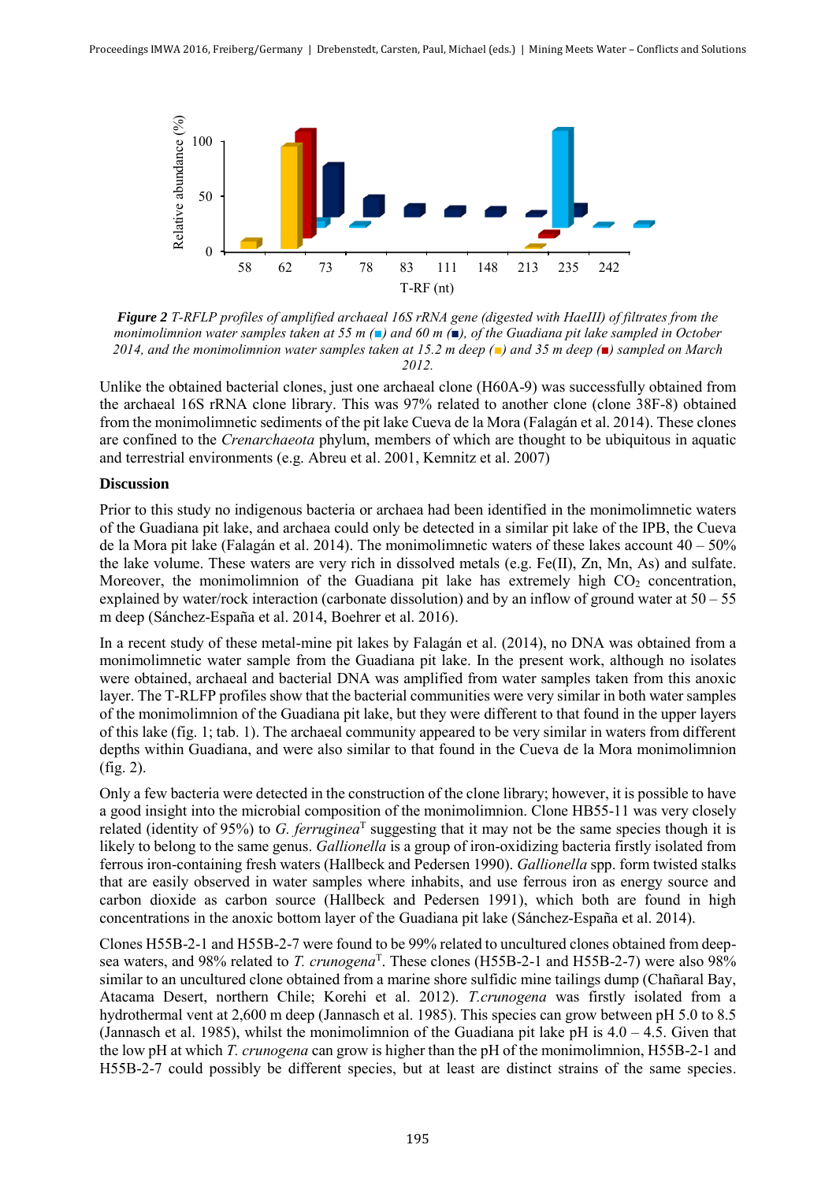**Figure 2** *T-RFLP profiles of amplified archaeal 16S rRNA gene (digested with HaeIII) of filtrates from the monimolimnion water samples taken at 55 m (■) and 60 m (■), of the Guadiana pit lake sampled in October 2014, and the monimolimnion water samples taken at 15.2 m deep (■) and 35 m deep (■) sampled on March 2012.*

Unlike the obtained bacterial clones, just one archaeal clone (H60A-9) was successfully obtained from the archaeal 16S rRNA clone library. This was 97% related to another clone (clone 38F-8) obtained from the monimolimnetic sediments of the pit lake Cueva de la Mora (Falagán et al. 2014). These clones are confined to the *Crenarchaeota* phylum, members of which are thought to be ubiquitous in aquatic and terrestrial environments (e.g. Abreu et al. 2001, Kemnitz et al. 2007)

## Discussion

Prior to this study no indigenous bacteria or archaea had been identified in the monimolimnetic waters of the Guadiana pit lake, and archaea could only be detected in a similar pit lake of the IPB, the Cueva de la Mora pit lake (Falagán et al. 2014). The monimolimnetic waters of these lakes account 40 – 50% the lake volume. These waters are very rich in dissolved metals (e.g. Fe(II), Zn, Mn, As) and sulfate. Moreover, the monimolimnion of the Guadiana pit lake has extremely high $CO_2$ concentration, explained by water/rock interaction (carbonate dissolution) and by an inflow of ground water at 50 – 55 m deep (Sánchez-España et al. 2014, Boehrer et al. 2016).

In a recent study of these metal-mine pit lakes by Falagán et al. (2014), no DNA was obtained from a monimolimnetic water sample from the Guadiana pit lake. In the present work, although no isolates were obtained, archaeal and bacterial DNA was amplified from water samples taken from this anoxic layer. The T-RLFP profiles show that the bacterial communities were very similar in both water samples of the monimolimnion of the Guadiana pit lake, but they were different to that found in the upper layers of this lake (fig. 1; tab. 1). The archaeal community appeared to be very similar in waters from different depths within Guadiana, and were also similar to that found in the Cueva de la Mora monimolimnion (fig. 2).

Only a few bacteria were detected in the construction of the clone library; however, it is possible to have a good insight into the microbial composition of the monimolimnion. Clone HB55-11 was very closely related (identity of 95%) to *G. ferruginea*[T] suggesting that it may not be the same species though it is likely to belong to the same genus. *Gallionella* is a group of iron-oxidizing bacteria firstly isolated from ferrous iron-containing fresh waters (Hallbeck and Pedersen 1990). *Gallionella* spp. form twisted stalks that are easily observed in water samples where inhabits, and use ferrous iron as energy source and carbon dioxide as carbon source (Hallbeck and Pedersen 1991), which both are found in high concentrations in the anoxic bottom layer of the Guadiana pit lake (Sánchez-España et al. 2014).

Clones H55B-2-1 and H55B-2-7 were found to be 99% related to uncultured clones obtained from deep-sea waters, and 98% related to *T. crunogena*[T]. These clones (H55B-2-1 and H55B-2-7) were also 98% similar to an uncultured clone obtained from a marine shore sulfidic mine tailings dump (Chañaral Bay, Atacama Desert, northern Chile; Korehi et al. 2012). *T.crunogena* was firstly isolated from a hydrothermal vent at 2,600 m deep (Jannasch et al. 1985). This species can grow between pH 5.0 to 8.5 (Jannasch et al. 1985), whilst the monimolimnion of the Guadiana pit lake pH is 4.0 – 4.5. Given that the low pH at which *T. crunogena* can grow is higher than the pH of the monimolimnion, H55B-2-1 and H55B-2-7 could possibly be different species, but at least are distinct strains of the same species.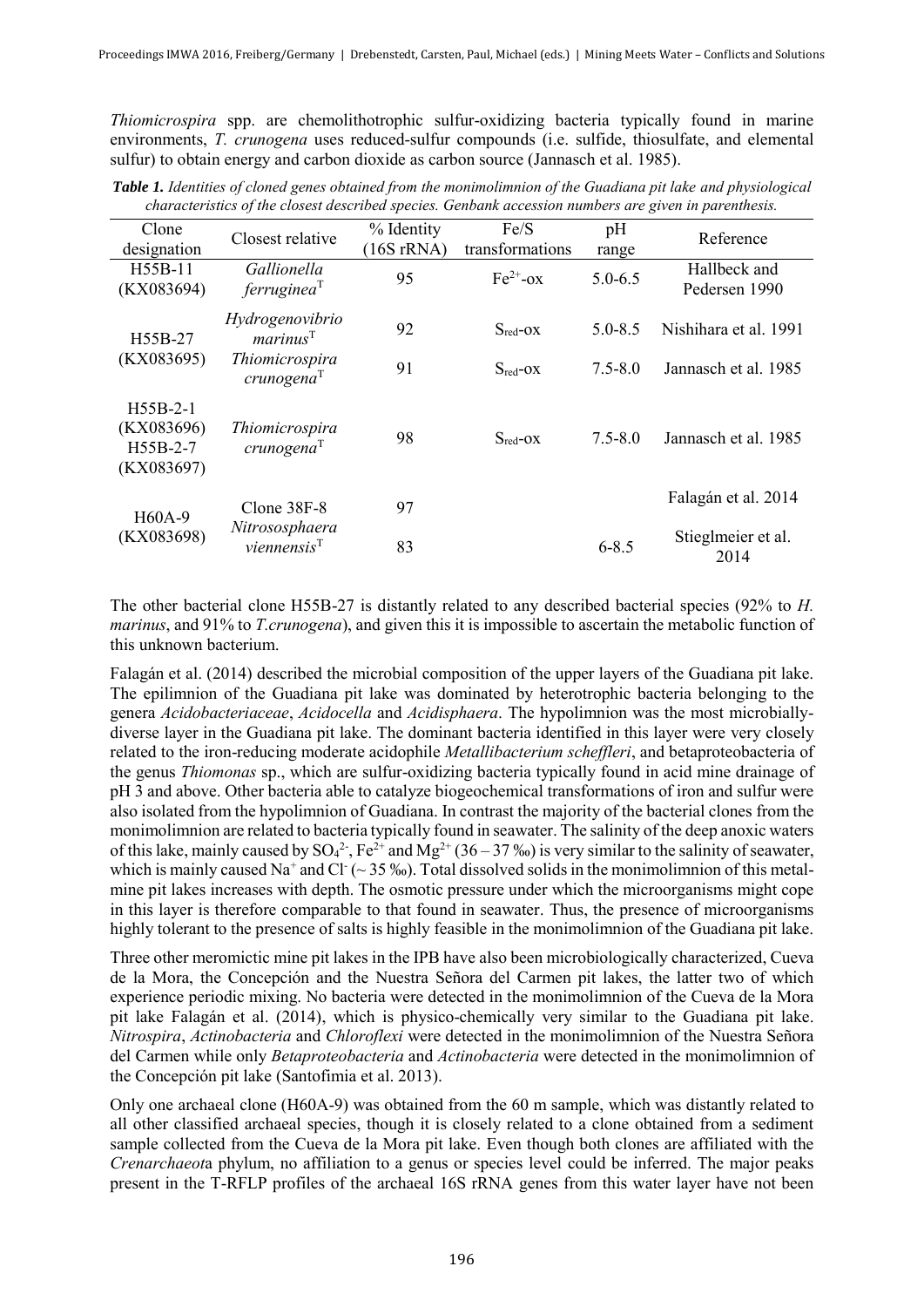*Thiomicrospira* spp. are chemolithotrophic sulfur-oxidizing bacteria typically found in marine environments, *T. crunogena* uses reduced-sulfur compounds (i.e. sulfide, thiosulfate, and elemental sulfur) to obtain energy and carbon dioxide as carbon source (Jannasch et al. 1985).

***Table 1.*** *Identities of cloned genes obtained from the monimolimnion of the Guadiana pit lake and physiological characteristics of the closest described species. Genbank accession numbers are given in parenthesis.*

| Clone designation | Closest relative | % Identity (16S rRNA) | Fe/S transformations | pH range | Reference |
|---|---|---|---|---|---|
| H55B-11 (KX083694) | *Gallionella ferruginea*$^T$ | 95 | $Fe^{2+}$-ox | 5.0-6.5 | Hallbeck and Pedersen 1990 |
| H55B-27 (KX083695) | *Hydrogenovibrio marinus*$^T$ | 92 | $S_{red}$-ox | 5.0-8.5 | Nishihara et al. 1991 |
| | *Thiomicrospira crunogena*$^T$ | 91 | $S_{red}$-ox | 7.5-8.0 | Jannasch et al. 1985 |
| H55B-2-1 (KX083696) H55B-2-7 (KX083697) | *Thiomicrospira crunogena*$^T$ | 98 | $S_{red}$-ox | 7.5-8.0 | Jannasch et al. 1985 |
| H60A-9 (KX083698) | Clone 38F-8 | 97 | | | Falagán et al. 2014 |
| | *Nitrososphaera viennensis*$^T$ | 83 | | 6-8.5 | Stieglmeier et al. 2014 |

The other bacterial clone H55B-27 is distantly related to any described bacterial species (92% to *H. marinus*, and 91% to *T.crunogena*), and given this it is impossible to ascertain the metabolic function of this unknown bacterium.

Falagán et al. (2014) described the microbial composition of the upper layers of the Guadiana pit lake. The epilimnion of the Guadiana pit lake was dominated by heterotrophic bacteria belonging to the genera *Acidobacteriaceae*, *Acidocella* and *Acidisphaera*. The hypolimnion was the most microbially-diverse layer in the Guadiana pit lake. The dominant bacteria identified in this layer were very closely related to the iron-reducing moderate acidophile *Metallibacterium scheffleri*, and betaproteobacteria of the genus *Thiomonas* sp., which are sulfur-oxidizing bacteria typically found in acid mine drainage of pH 3 and above. Other bacteria able to catalyze biogeochemical transformations of iron and sulfur were also isolated from the hypolimnion of Guadiana. In contrast the majority of the bacterial clones from the monimolimnion are related to bacteria typically found in seawater. The salinity of the deep anoxic waters of this lake, mainly caused by $SO_4^{2-}$, $Fe^{2+}$ and $Mg^{2+}$ (36 – 37 ‰) is very similar to the salinity of seawater, which is mainly caused $Na^+$ and $Cl^-$ (~ 35 ‰). Total dissolved solids in the monimolimnion of this metal-mine pit lakes increases with depth. The osmotic pressure under which the microorganisms might cope in this layer is therefore comparable to that found in seawater. Thus, the presence of microorganisms highly tolerant to the presence of salts is highly feasible in the monimolimnion of the Guadiana pit lake.

Three other meromictic mine pit lakes in the IPB have also been microbiologically characterized, Cueva de la Mora, the Concepción and the Nuestra Señora del Carmen pit lakes, the latter two of which experience periodic mixing. No bacteria were detected in the monimolimnion of the Cueva de la Mora pit lake Falagán et al. (2014), which is physico-chemically very similar to the Guadiana pit lake. *Nitrospira*, *Actinobacteria* and *Chloroflexi* were detected in the monimolimnion of the Nuestra Señora del Carmen while only *Betaproteobacteria* and *Actinobacteria* were detected in the monimolimnion of the Concepción pit lake (Santofimia et al. 2013).

Only one archaeal clone (H60A-9) was obtained from the 60 m sample, which was distantly related to all other classified archaeal species, though it is closely related to a clone obtained from a sediment sample collected from the Cueva de la Mora pit lake. Even though both clones are affiliated with the *Crenarchaeot*a phylum, no affiliation to a genus or species level could be inferred. The major peaks present in the T-RFLP profiles of the archaeal 16S rRNA genes from this water layer have not been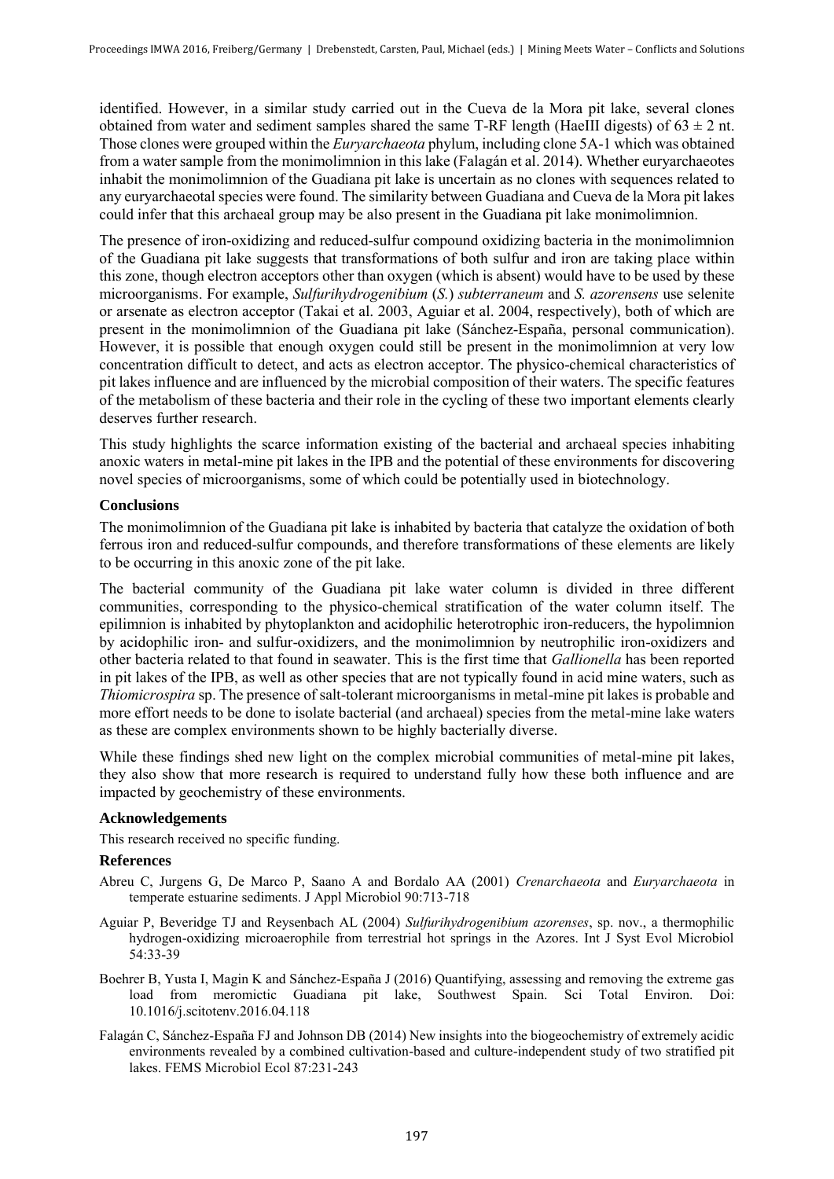identified. However, in a similar study carried out in the Cueva de la Mora pit lake, several clones obtained from water and sediment samples shared the same T-RF length (HaeIII digests) of $63 \pm 2$ nt. Those clones were grouped within the *Euryarchaeota* phylum, including clone 5A-1 which was obtained from a water sample from the monimolimnion in this lake (Falagán et al. 2014). Whether euryarchaeotes inhabit the monimolimnion of the Guadiana pit lake is uncertain as no clones with sequences related to any euryarchaeotal species were found. The similarity between Guadiana and Cueva de la Mora pit lakes could infer that this archaeal group may be also present in the Guadiana pit lake monimolimnion.

The presence of iron-oxidizing and reduced-sulfur compound oxidizing bacteria in the monimolimnion of the Guadiana pit lake suggests that transformations of both sulfur and iron are taking place within this zone, though electron acceptors other than oxygen (which is absent) would have to be used by these microorganisms. For example, *Sulfurihydrogenibium* (*S.*) *subterraneum* and *S. azorensens* use selenite or arsenate as electron acceptor (Takai et al. 2003, Aguiar et al. 2004, respectively), both of which are present in the monimolimnion of the Guadiana pit lake (Sánchez-España, personal communication). However, it is possible that enough oxygen could still be present in the monimolimnion at very low concentration difficult to detect, and acts as electron acceptor. The physico-chemical characteristics of pit lakes influence and are influenced by the microbial composition of their waters. The specific features of the metabolism of these bacteria and their role in the cycling of these two important elements clearly deserves further research.

This study highlights the scarce information existing of the bacterial and archaeal species inhabiting anoxic waters in metal-mine pit lakes in the IPB and the potential of these environments for discovering novel species of microorganisms, some of which could be potentially used in biotechnology.

## Conclusions

The monimolimnion of the Guadiana pit lake is inhabited by bacteria that catalyze the oxidation of both ferrous iron and reduced-sulfur compounds, and therefore transformations of these elements are likely to be occurring in this anoxic zone of the pit lake.

The bacterial community of the Guadiana pit lake water column is divided in three different communities, corresponding to the physico-chemical stratification of the water column itself. The epilimnion is inhabited by phytoplankton and acidophilic heterotrophic iron-reducers, the hypolimnion by acidophilic iron- and sulfur-oxidizers, and the monimolimnion by neutrophilic iron-oxidizers and other bacteria related to that found in seawater. This is the first time that *Gallionella* has been reported in pit lakes of the IPB, as well as other species that are not typically found in acid mine waters, such as *Thiomicrospira* sp. The presence of salt-tolerant microorganisms in metal-mine pit lakes is probable and more effort needs to be done to isolate bacterial (and archaeal) species from the metal-mine lake waters as these are complex environments shown to be highly bacterially diverse.

While these findings shed new light on the complex microbial communities of metal-mine pit lakes, they also show that more research is required to understand fully how these both influence and are impacted by geochemistry of these environments.

## Acknowledgements

This research received no specific funding.

## References

Abreu C, Jurgens G, De Marco P, Saano A and Bordalo AA (2001) *Crenarchaeota* and *Euryarchaeota* in temperate estuarine sediments. J Appl Microbiol 90:713-718

Aguiar P, Beveridge TJ and Reysenbach AL (2004) *Sulfurihydrogenibium azorenses*, sp. nov., a thermophilic hydrogen-oxidizing microaerophile from terrestrial hot springs in the Azores. Int J Syst Evol Microbiol 54:33-39

Boehrer B, Yusta I, Magin K and Sánchez-España J (2016) Quantifying, assessing and removing the extreme gas load from meromictic Guadiana pit lake, Southwest Spain. Sci Total Environ. Doi: 10.1016/j.scitotenv.2016.04.118

Falagán C, Sánchez-España FJ and Johnson DB (2014) New insights into the biogeochemistry of extremely acidic environments revealed by a combined cultivation-based and culture-independent study of two stratified pit lakes. FEMS Microbiol Ecol 87:231-243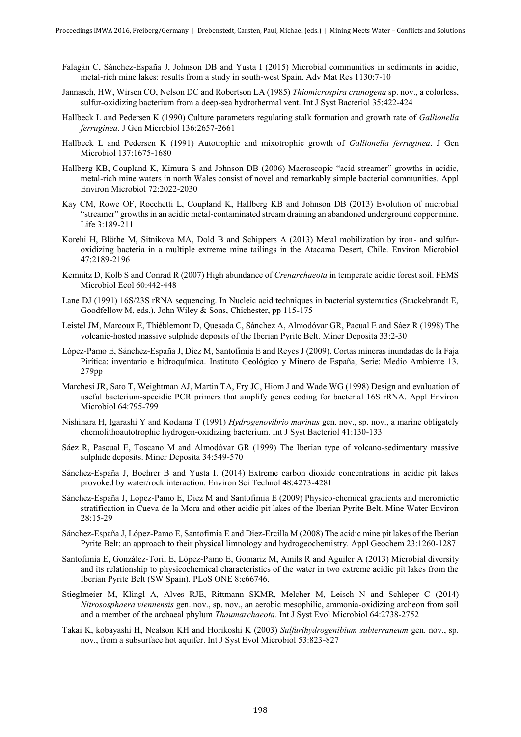Falagán C, Sánchez-España J, Johnson DB and Yusta I (2015) Microbial communities in sediments in acidic, metal-rich mine lakes: results from a study in south-west Spain. Adv Mat Res 1130:7-10

Jannasch, HW, Wirsen CO, Nelson DC and Robertson LA (1985) *Thiomicrospira crunogena* sp. nov., a colorless, sulfur-oxidizing bacterium from a deep-sea hydrothermal vent. Int J Syst Bacteriol 35:422-424

Hallbeck L and Pedersen K (1990) Culture parameters regulating stalk formation and growth rate of *Gallionella ferruginea*. J Gen Microbiol 136:2657-2661

Hallbeck L and Pedersen K (1991) Autotrophic and mixotrophic growth of *Gallionella ferruginea*. J Gen Microbiol 137:1675-1680

Hallberg KB, Coupland K, Kimura S and Johnson DB (2006) Macroscopic "acid streamer" growths in acidic, metal-rich mine waters in north Wales consist of novel and remarkably simple bacterial communities. Appl Environ Microbiol 72:2022-2030

Kay CM, Rowe OF, Rocchetti L, Coupland K, Hallberg KB and Johnson DB (2013) Evolution of microbial "streamer" growths in an acidic metal-contaminated stream draining an abandoned underground copper mine. Life 3:189-211

Korehi H, Blöthe M, Sitnikova MA, Dold B and Schippers A (2013) Metal mobilization by iron- and sulfur-oxidizing bacteria in a multiple extreme mine tailings in the Atacama Desert, Chile. Environ Microbiol 47:2189-2196

Kemnitz D, Kolb S and Conrad R (2007) High abundance of *Crenarchaeota* in temperate acidic forest soil. FEMS Microbiol Ecol 60:442-448

Lane DJ (1991) 16S/23S rRNA sequencing. In Nucleic acid techniques in bacterial systematics (Stackebrandt E, Goodfellow M, eds.). John Wiley & Sons, Chichester, pp 115-175

Leistel JM, Marcoux E, Thiéblemont D, Quesada C, Sánchez A, Almodóvar GR, Pacual E and Sáez R (1998) The volcanic-hosted massive sulphide deposits of the Iberian Pyrite Belt. Miner Deposita 33:2-30

López-Pamo E, Sánchez-España J, Diez M, Santofimia E and Reyes J (2009). Cortas mineras inundadas de la Faja Pirítica: inventario e hidroquímica. Instituto Geológico y Minero de España, Serie: Medio Ambiente 13. 279pp

Marchesi JR, Sato T, Weightman AJ, Martin TA, Fry JC, Hiom J and Wade WG (1998) Design and evaluation of useful bacterium-specidic PCR primers that amplify genes coding for bacterial 16S rRNA. Appl Environ Microbiol 64:795-799

Nishihara H, Igarashi Y and Kodama T (1991) *Hydrogenovibrio marinus* gen. nov., sp. nov., a marine obligately chemolithoautotrophic hydrogen-oxidizing bacterium. Int J Syst Bacteriol 41:130-133

Sáez R, Pascual E, Toscano M and Almodóvar GR (1999) The Iberian type of volcano-sedimentary massive sulphide deposits. Miner Deposita 34:549-570

Sánchez-España J, Boehrer B and Yusta I. (2014) Extreme carbon dioxide concentrations in acidic pit lakes provoked by water/rock interaction. Environ Sci Technol 48:4273-4281

Sánchez-España J, López-Pamo E, Diez M and Santofimia E (2009) Physico-chemical gradients and meromictic stratification in Cueva de la Mora and other acidic pit lakes of the Iberian Pyrite Belt. Mine Water Environ 28:15-29

Sánchez-España J, López-Pamo E, Santofimia E and Diez-Ercilla M (2008) The acidic mine pit lakes of the Iberian Pyrite Belt: an approach to their physical limnology and hydrogeochemistry. Appl Geochem 23:1260-1287

Santofimia E, González-Toril E, López-Pamo E, Gomariz M, Amils R and Aguiler A (2013) Microbial diversity and its relationship to physicochemical characteristics of the water in two extreme acidic pit lakes from the Iberian Pyrite Belt (SW Spain). PLoS ONE 8:e66746.

Stieglmeier M, Klingl A, Alves RJE, Rittmann SKMR, Melcher M, Leisch N and Schleper C (2014) *Nitrososphaera viennensis* gen. nov., sp. nov., an aerobic mesophilic, ammonia-oxidizing archeon from soil and a member of the archaeal phylum *Thaumarchaeota*. Int J Syst Evol Microbiol 64:2738-2752

Takai K, kobayashi H, Nealson KH and Horikoshi K (2003) *Sulfurihydrogenibium subterraneum* gen. nov., sp. nov., from a subsurface hot aquifer. Int J Syst Evol Microbiol 53:823-827